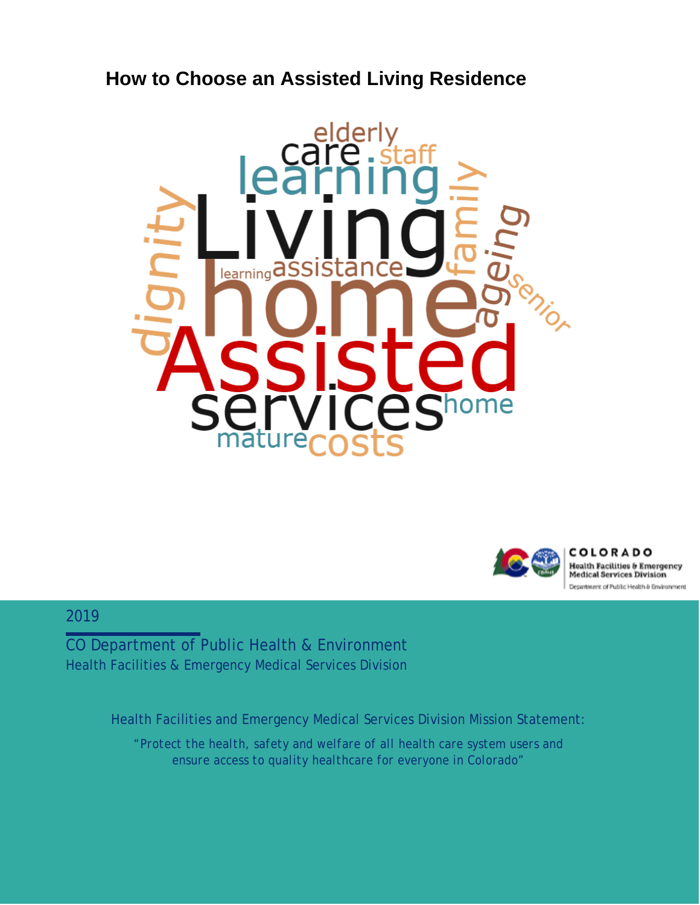# How to Choose an Assisted Living Residence

2019

CO Department of Public Health & Environment

Health Facilities & Emergency Medical Services Division

Health Facilities and Emergency Medical Services Division Mission Statement:

"Protect the health, safety and welfare of all health care system users and ensure access to quality healthcare for everyone in Colorado"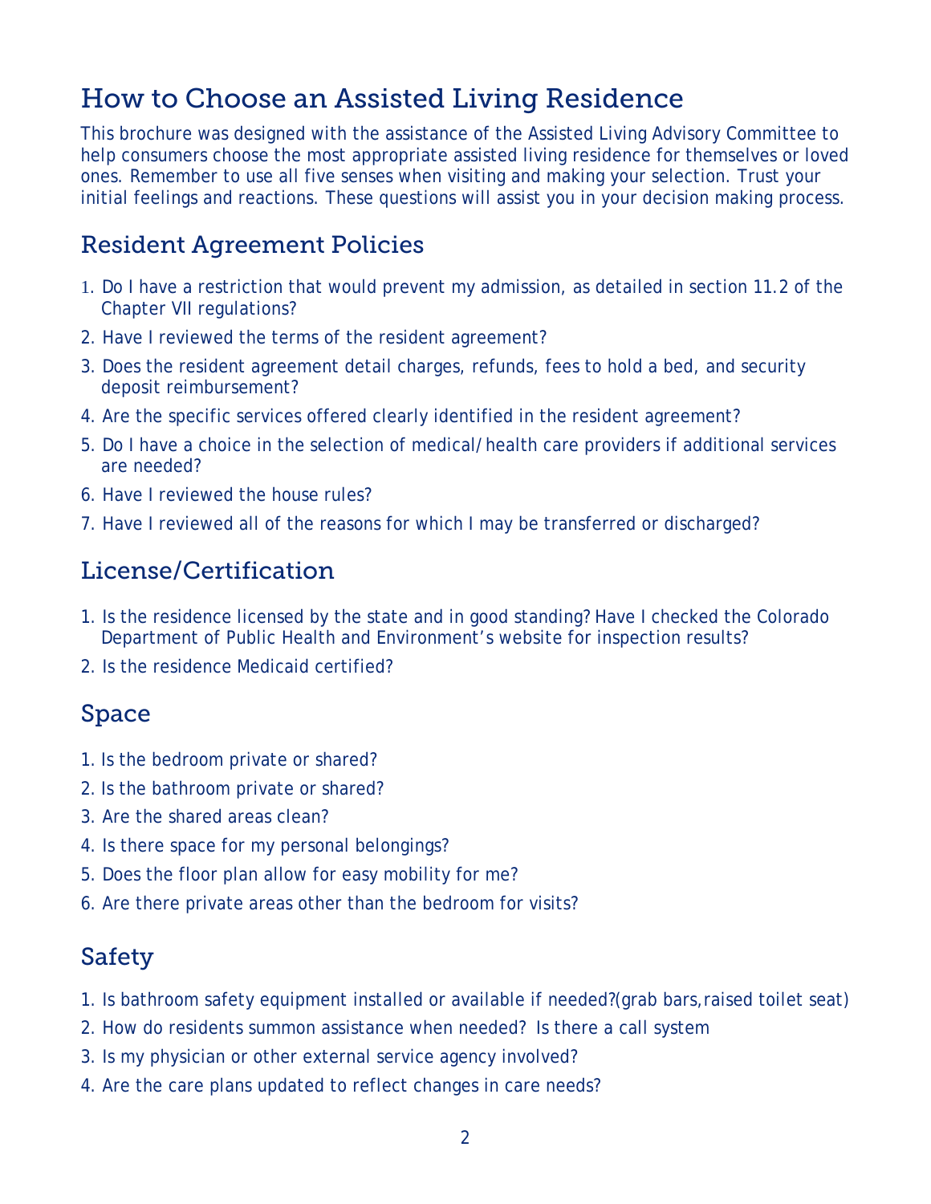# How to Choose an Assisted Living Residence

This brochure was designed with the assistance of the Assisted Living Advisory Committee to help consumers choose the most appropriate assisted living residence for themselves or loved ones. Remember to use all five senses when visiting and making your selection. Trust your initial feelings and reactions. These questions will assist you in your decision making process.

## Resident Agreement Policies

1. Do I have a restriction that would prevent my admission, as detailed in section 11.2 of the Chapter VII regulations?
2. Have I reviewed the terms of the resident agreement?
3. Does the resident agreement detail charges, refunds, fees to hold a bed, and security deposit reimbursement?
4. Are the specific services offered clearly identified in the resident agreement?
5. Do I have a choice in the selection of medical/health care providers if additional services are needed?
6. Have I reviewed the house rules?
7. Have I reviewed all of the reasons for which I may be transferred or discharged?

## License/Certification

1. Is the residence licensed by the state and in good standing? Have I checked the Colorado Department of Public Health and Environment's website for inspection results?
2. Is the residence Medicaid certified?

## Space

1. Is the bedroom private or shared?
2. Is the bathroom private or shared?
3. Are the shared areas clean?
4. Is there space for my personal belongings?
5. Does the floor plan allow for easy mobility for me?
6. Are there private areas other than the bedroom for visits?

## Safety

1. Is bathroom safety equipment installed or available if needed?(grab bars, raised toilet seat)
2. How do residents summon assistance when needed? Is there a call system
3. Is my physician or other external service agency involved?
4. Are the care plans updated to reflect changes in care needs?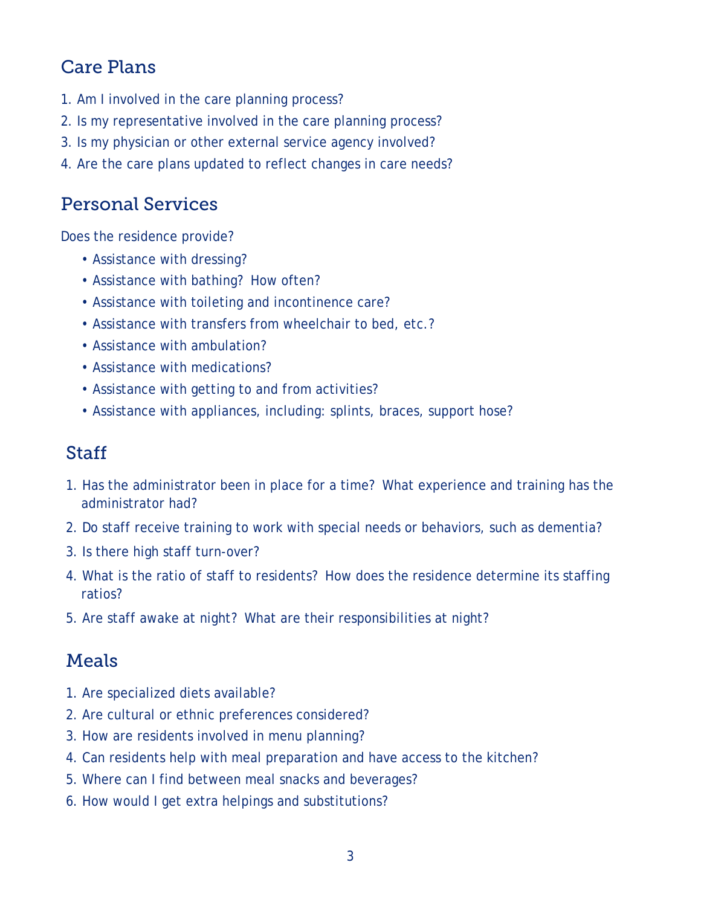## Care Plans

1. Am I involved in the care planning process?
2. Is my representative involved in the care planning process?
3. Is my physician or other external service agency involved?
4. Are the care plans updated to reflect changes in care needs?

## Personal Services

Does the residence provide?

- Assistance with dressing?
- Assistance with bathing? How often?
- Assistance with toileting and incontinence care?
- Assistance with transfers from wheelchair to bed, etc.?
- Assistance with ambulation?
- Assistance with medications?
- Assistance with getting to and from activities?
- Assistance with appliances, including: splints, braces, support hose?

## Staff

1. Has the administrator been in place for a time? What experience and training has the administrator had?
2. Do staff receive training to work with special needs or behaviors, such as dementia?
3. Is there high staff turn-over?
4. What is the ratio of staff to residents? How does the residence determine its staffing ratios?
5. Are staff awake at night? What are their responsibilities at night?

## Meals

1. Are specialized diets available?
2. Are cultural or ethnic preferences considered?
3. How are residents involved in menu planning?
4. Can residents help with meal preparation and have access to the kitchen?
5. Where can I find between meal snacks and beverages?
6. How would I get extra helpings and substitutions?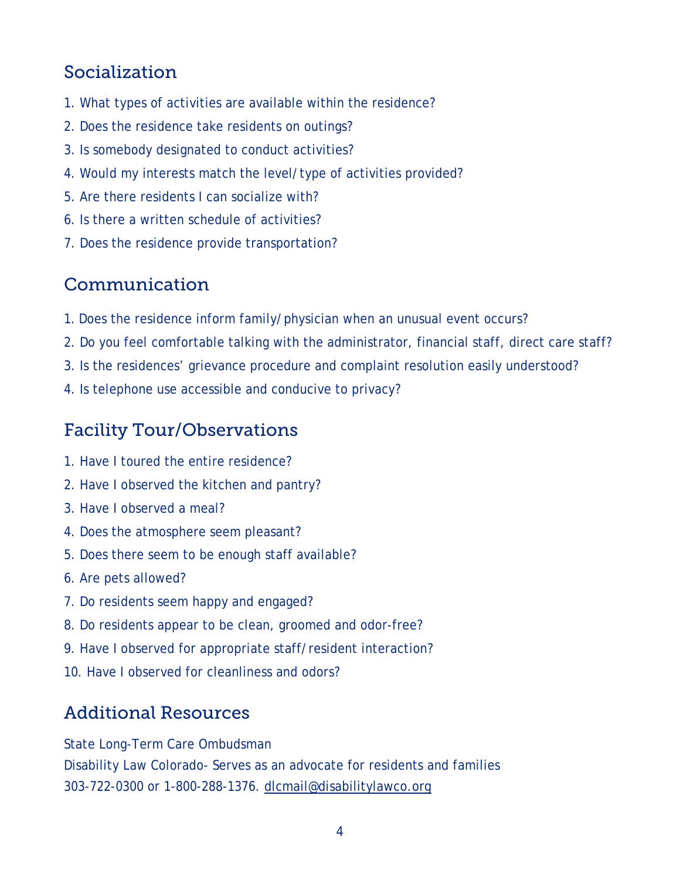## Socialization

1. What types of activities are available within the residence?
2. Does the residence take residents on outings?
3. Is somebody designated to conduct activities?
4. Would my interests match the level/type of activities provided?
5. Are there residents I can socialize with?
6. Is there a written schedule of activities?
7. Does the residence provide transportation?

## Communication

1. Does the residence inform family/physician when an unusual event occurs?
2. Do you feel comfortable talking with the administrator, financial staff, direct care staff?
3. Is the residences' grievance procedure and complaint resolution easily understood?
4. Is telephone use accessible and conducive to privacy?

## Facility Tour/Observations

1. Have I toured the entire residence?
2. Have I observed the kitchen and pantry?
3. Have I observed a meal?
4. Does the atmosphere seem pleasant?
5. Does there seem to be enough staff available?
6. Are pets allowed?
7. Do residents seem happy and engaged?
8. Do residents appear to be clean, groomed and odor-free?
9. Have I observed for appropriate staff/resident interaction?
10. Have I observed for cleanliness and odors?

## Additional Resources

State Long-Term Care Ombudsman
Disability Law Colorado- Serves as an advocate for residents and families
303-722-0300 or 1-800-288-1376. dlcmail@disabilitylawco.org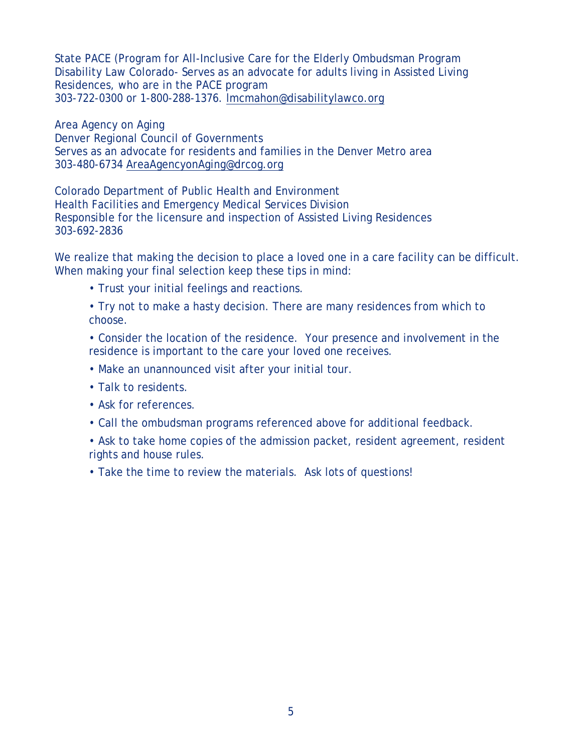State PACE (Program for All-Inclusive Care for the Elderly Ombudsman Program
Disability Law Colorado- Serves as an advocate for adults living in Assisted Living Residences, who are in the PACE program
303-722-0300 or 1-800-288-1376. lmcmahon@disabilitylawco.org

Area Agency on Aging
Denver Regional Council of Governments
Serves as an advocate for residents and families in the Denver Metro area
303-480-6734 AreaAgencyonAging@drcog.org

Colorado Department of Public Health and Environment
Health Facilities and Emergency Medical Services Division
Responsible for the licensure and inspection of Assisted Living Residences
303-692-2836

We realize that making the decision to place a loved one in a care facility can be difficult. When making your final selection keep these tips in mind:

- Trust your initial feelings and reactions.
- Try not to make a hasty decision. There are many residences from which to choose.
- Consider the location of the residence. Your presence and involvement in the residence is important to the care your loved one receives.
- Make an unannounced visit after your initial tour.
- Talk to residents.
- Ask for references.
- Call the ombudsman programs referenced above for additional feedback.
- Ask to take home copies of the admission packet, resident agreement, resident rights and house rules.
- Take the time to review the materials. Ask lots of questions!